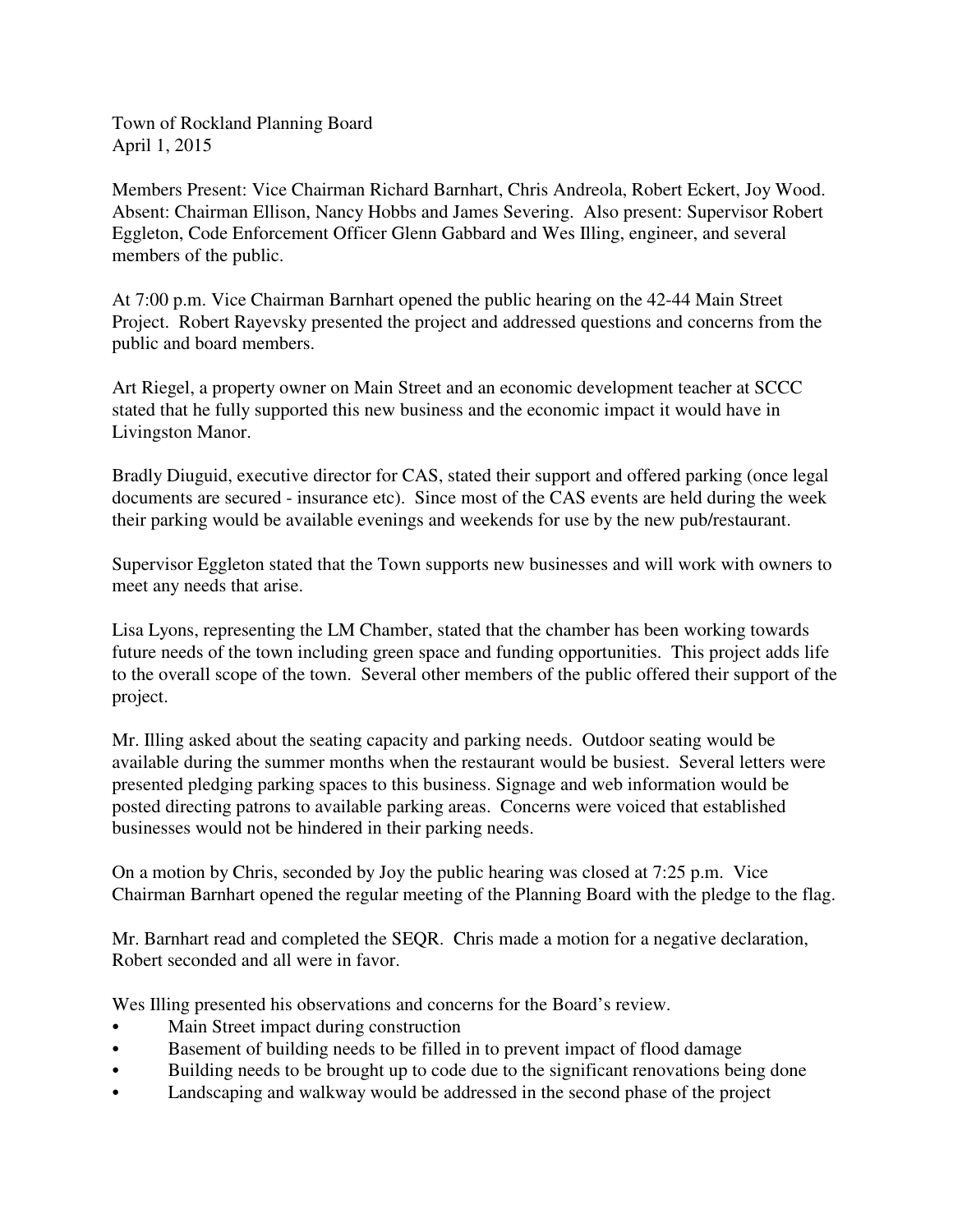Town of Rockland Planning Board
April 1, 2015

Members Present: Vice Chairman Richard Barnhart, Chris Andreola, Robert Eckert, Joy Wood. Absent: Chairman Ellison, Nancy Hobbs and James Severing. Also present: Supervisor Robert Eggleton, Code Enforcement Officer Glenn Gabbard and Wes Illing, engineer, and several members of the public.

At 7:00 p.m. Vice Chairman Barnhart opened the public hearing on the 42-44 Main Street Project. Robert Rayevsky presented the project and addressed questions and concerns from the public and board members.

Art Riegel, a property owner on Main Street and an economic development teacher at SCCC stated that he fully supported this new business and the economic impact it would have in Livingston Manor.

Bradly Diuguid, executive director for CAS, stated their support and offered parking (once legal documents are secured - insurance etc). Since most of the CAS events are held during the week their parking would be available evenings and weekends for use by the new pub/restaurant.

Supervisor Eggleton stated that the Town supports new businesses and will work with owners to meet any needs that arise.

Lisa Lyons, representing the LM Chamber, stated that the chamber has been working towards future needs of the town including green space and funding opportunities. This project adds life to the overall scope of the town. Several other members of the public offered their support of the project.

Mr. Illing asked about the seating capacity and parking needs. Outdoor seating would be available during the summer months when the restaurant would be busiest. Several letters were presented pledging parking spaces to this business. Signage and web information would be posted directing patrons to available parking areas. Concerns were voiced that established businesses would not be hindered in their parking needs.

On a motion by Chris, seconded by Joy the public hearing was closed at 7:25 p.m. Vice Chairman Barnhart opened the regular meeting of the Planning Board with the pledge to the flag.

Mr. Barnhart read and completed the SEQR. Chris made a motion for a negative declaration, Robert seconded and all were in favor.

Wes Illing presented his observations and concerns for the Board's review.

- Main Street impact during construction
- Basement of building needs to be filled in to prevent impact of flood damage
- Building needs to be brought up to code due to the significant renovations being done
- Landscaping and walkway would be addressed in the second phase of the project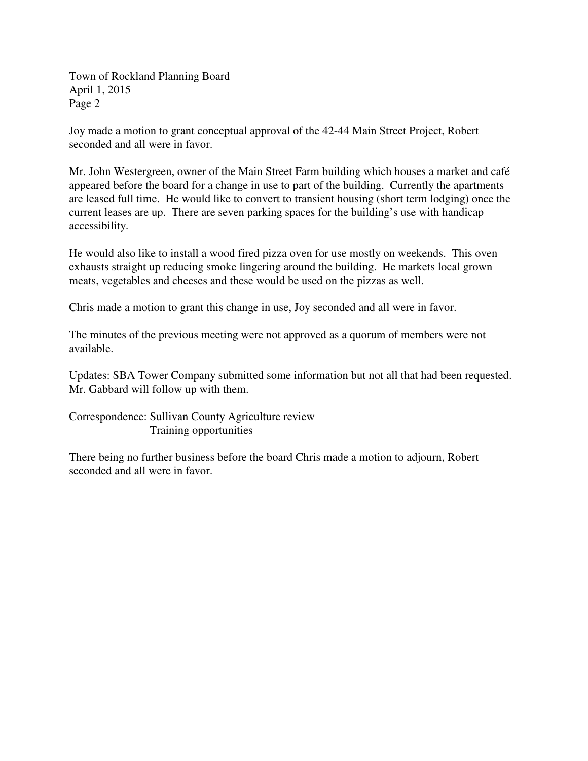Joy made a motion to grant conceptual approval of the 42-44 Main Street Project, Robert seconded and all were in favor.

Mr. John Westergreen, owner of the Main Street Farm building which houses a market and café appeared before the board for a change in use to part of the building. Currently the apartments are leased full time. He would like to convert to transient housing (short term lodging) once the current leases are up. There are seven parking spaces for the building's use with handicap accessibility.

He would also like to install a wood fired pizza oven for use mostly on weekends. This oven exhausts straight up reducing smoke lingering around the building. He markets local grown meats, vegetables and cheeses and these would be used on the pizzas as well.

Chris made a motion to grant this change in use, Joy seconded and all were in favor.

The minutes of the previous meeting were not approved as a quorum of members were not available.

Updates: SBA Tower Company submitted some information but not all that had been requested. Mr. Gabbard will follow up with them.

Correspondence: Sullivan County Agriculture review
Training opportunities

There being no further business before the board Chris made a motion to adjourn, Robert seconded and all were in favor.